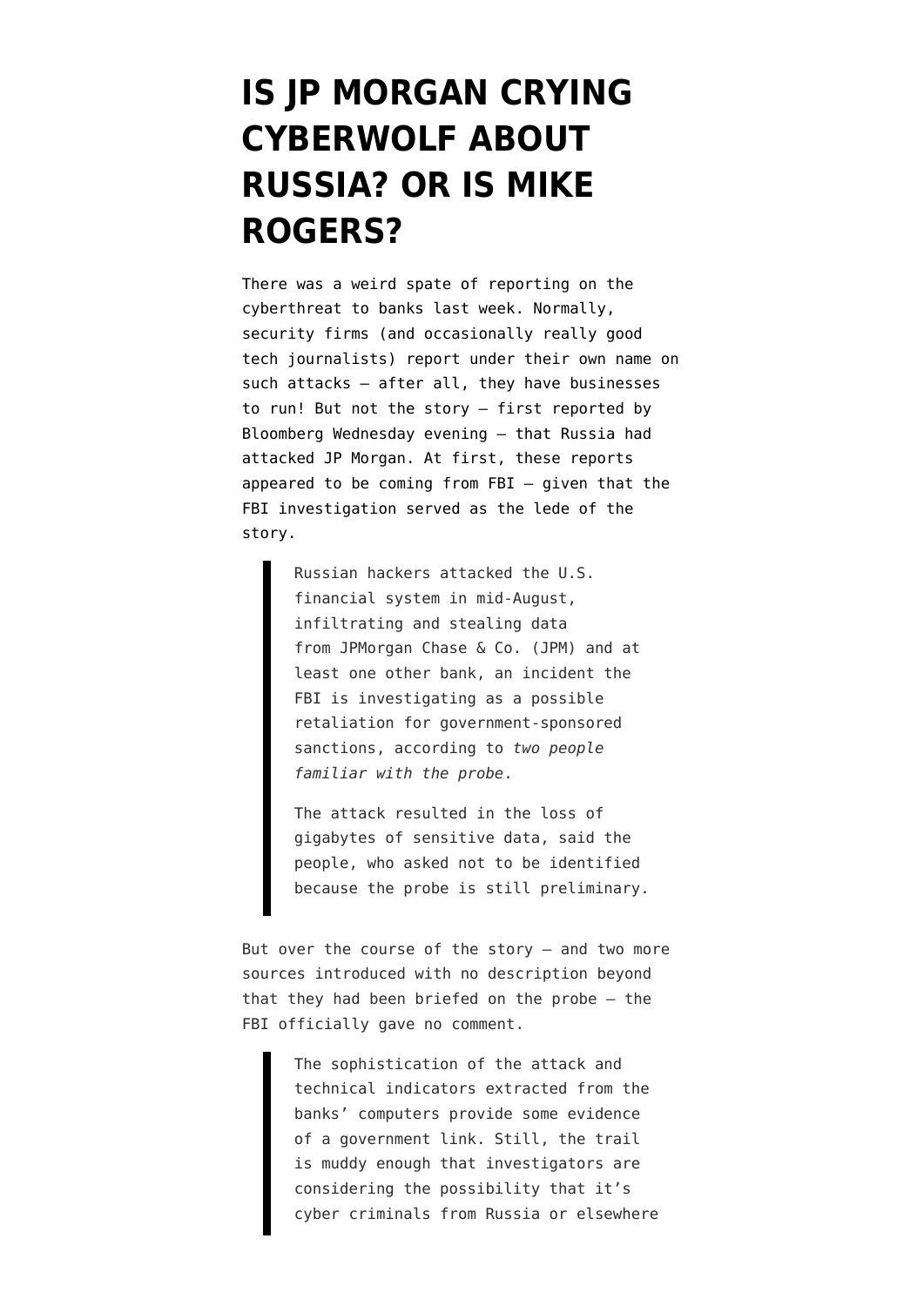# IS JP MORGAN CRYING CYBERWOLF ABOUT RUSSIA? OR IS MIKE ROGERS?

There was a weird spate of reporting on the cyberthreat to banks last week. Normally, security firms (and occasionally really good tech journalists) report under their own name on such attacks — after all, they have businesses to run! But not the story — first reported by Bloomberg Wednesday evening — that Russia had attacked JP Morgan. At first, these reports appeared to be coming from FBI — given that the FBI investigation served as the lede of the story.

> Russian hackers attacked the U.S. financial system in mid-August, infiltrating and stealing data from JPMorgan Chase & Co. (JPM) and at least one other bank, an incident the FBI is investigating as a possible retaliation for government-sponsored sanctions, according to *two people familiar with the probe*.
>
> The attack resulted in the loss of gigabytes of sensitive data, said the people, who asked not to be identified because the probe is still preliminary.

But over the course of the story — and two more sources introduced with no description beyond that they had been briefed on the probe — the FBI officially gave no comment.

> The sophistication of the attack and technical indicators extracted from the banks' computers provide some evidence of a government link. Still, the trail is muddy enough that investigators are considering the possibility that it's cyber criminals from Russia or elsewhere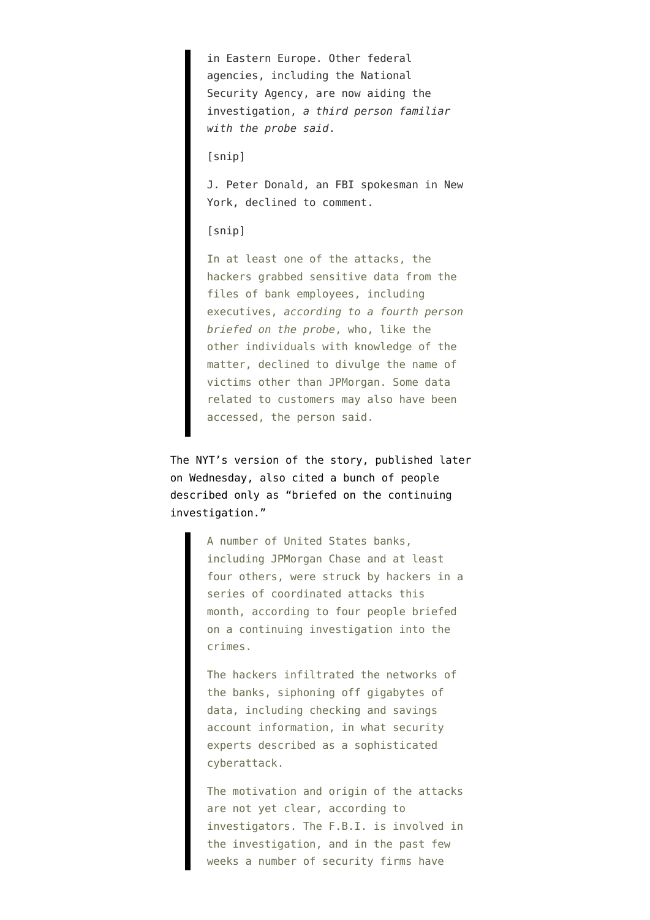> in Eastern Europe. Other federal agencies, including the National Security Agency, are now aiding the investigation, *a third person familiar with the probe said*.
>
> [snip]
>
> J. Peter Donald, an FBI spokesman in New York, declined to comment.
>
> [snip]
>
> In at least one of the attacks, the hackers grabbed sensitive data from the files of bank employees, including executives, *according to a fourth person briefed on the probe*, who, like the other individuals with knowledge of the matter, declined to divulge the name of victims other than JPMorgan. Some data related to customers may also have been accessed, the person said.

The NYT's version of the story, published later on Wednesday, also cited a bunch of people described only as "briefed on the continuing investigation."

> A number of United States banks, including JPMorgan Chase and at least four others, were struck by hackers in a series of coordinated attacks this month, according to four people briefed on a continuing investigation into the crimes.
>
> The hackers infiltrated the networks of the banks, siphoning off gigabytes of data, including checking and savings account information, in what security experts described as a sophisticated cyberattack.
>
> The motivation and origin of the attacks are not yet clear, according to investigators. The F.B.I. is involved in the investigation, and in the past few weeks a number of security firms have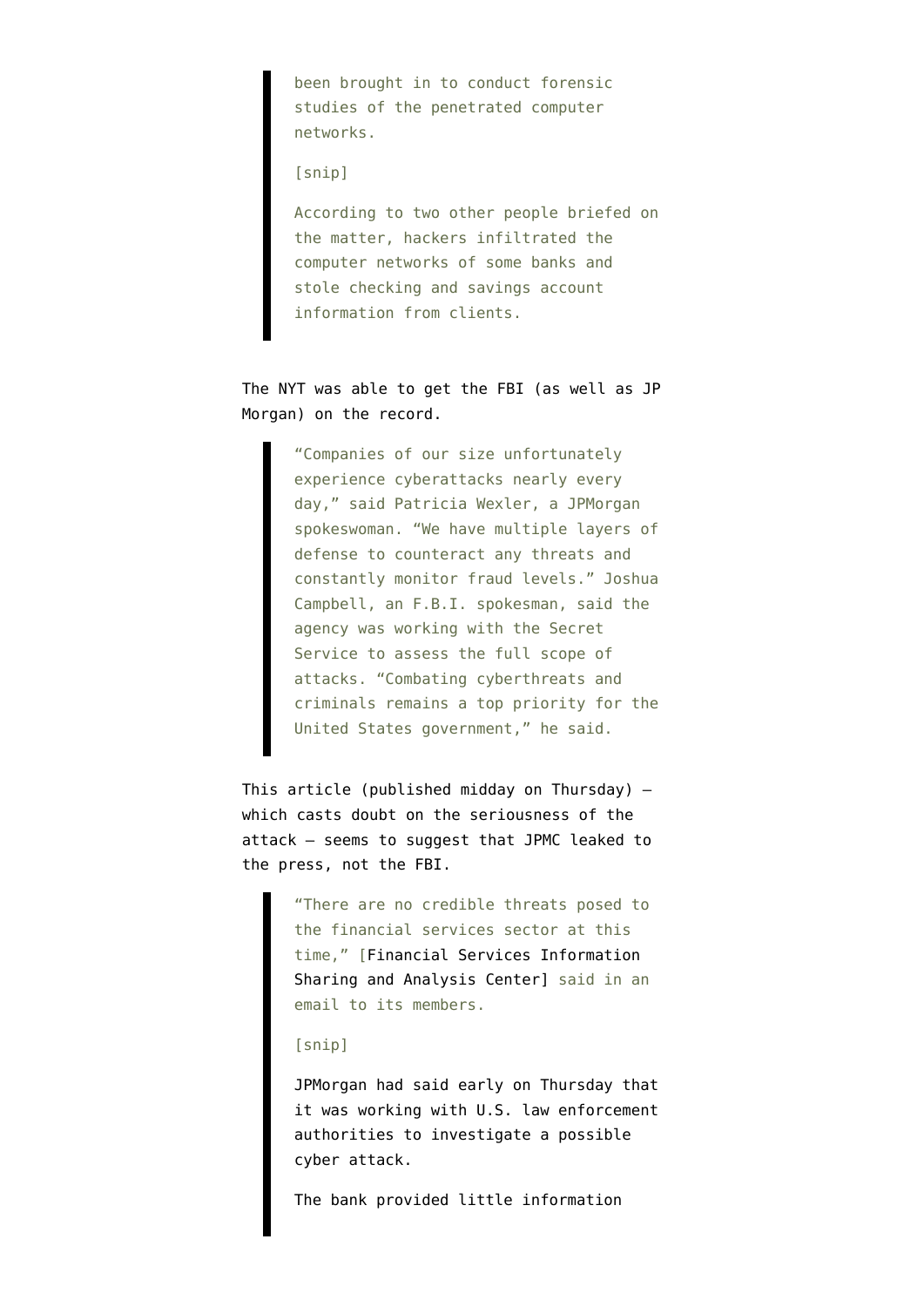> been brought in to conduct forensic studies of the penetrated computer networks.
>
> [snip]
>
> According to two other people briefed on the matter, hackers infiltrated the computer networks of some banks and stole checking and savings account information from clients.

The NYT was able to get the FBI (as well as JP Morgan) on the record.

> "Companies of our size unfortunately experience cyberattacks nearly every day," said Patricia Wexler, a JPMorgan spokeswoman. "We have multiple layers of defense to counteract any threats and constantly monitor fraud levels." Joshua Campbell, an F.B.I. spokesman, said the agency was working with the Secret Service to assess the full scope of attacks. "Combating cyberthreats and criminals remains a top priority for the United States government," he said.

This article (published midday on Thursday) — which casts doubt on the seriousness of the attack — seems to suggest that JPMC leaked to the press, not the FBI.

> "There are no credible threats posed to the financial services sector at this time," [Financial Services Information Sharing and Analysis Center] said in an email to its members.
>
> [snip]
>
> JPMorgan had said early on Thursday that it was working with U.S. law enforcement authorities to investigate a possible cyber attack.
>
> The bank provided little information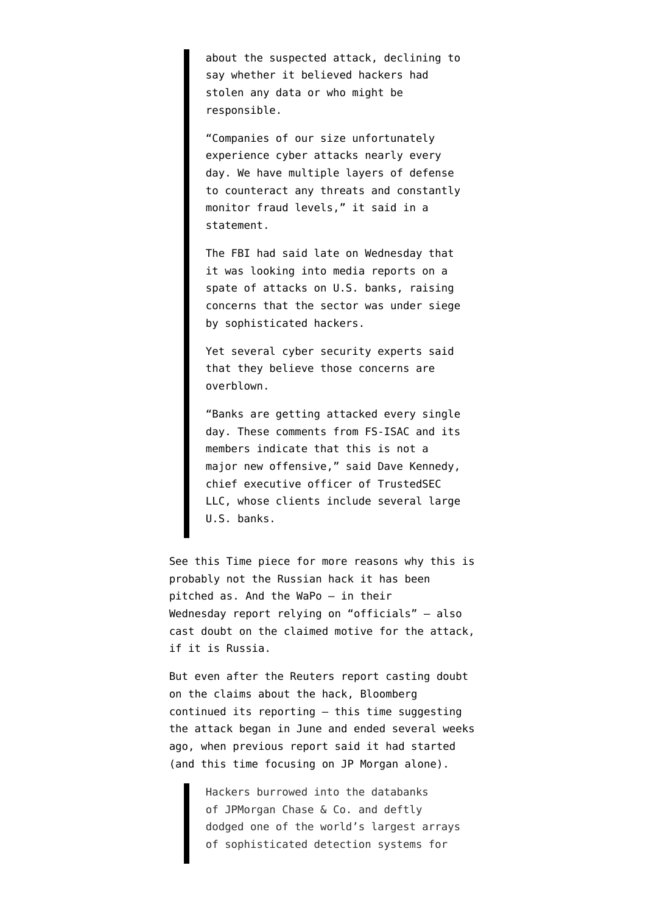> about the suspected attack, declining to say whether it believed hackers had stolen any data or who might be responsible.
>
> "Companies of our size unfortunately experience cyber attacks nearly every day. We have multiple layers of defense to counteract any threats and constantly monitor fraud levels," it said in a statement.
>
> The FBI had said late on Wednesday that it was looking into media reports on a spate of attacks on U.S. banks, raising concerns that the sector was under siege by sophisticated hackers.
>
> Yet several cyber security experts said that they believe those concerns are overblown.
>
> "Banks are getting attacked every single day. These comments from FS-ISAC and its members indicate that this is not a major new offensive," said Dave Kennedy, chief executive officer of TrustedSEC LLC, whose clients include several large U.S. banks.

See this Time piece for more reasons why this is probably not the Russian hack it has been pitched as. And the WaPo — in their Wednesday report relying on "officials" — also cast doubt on the claimed motive for the attack, if it is Russia.

But even after the Reuters report casting doubt on the claims about the hack, Bloomberg continued its reporting — this time suggesting the attack began in June and ended several weeks ago, when previous report said it had started (and this time focusing on JP Morgan alone).

> Hackers burrowed into the databanks of JPMorgan Chase & Co. and deftly dodged one of the world's largest arrays of sophisticated detection systems for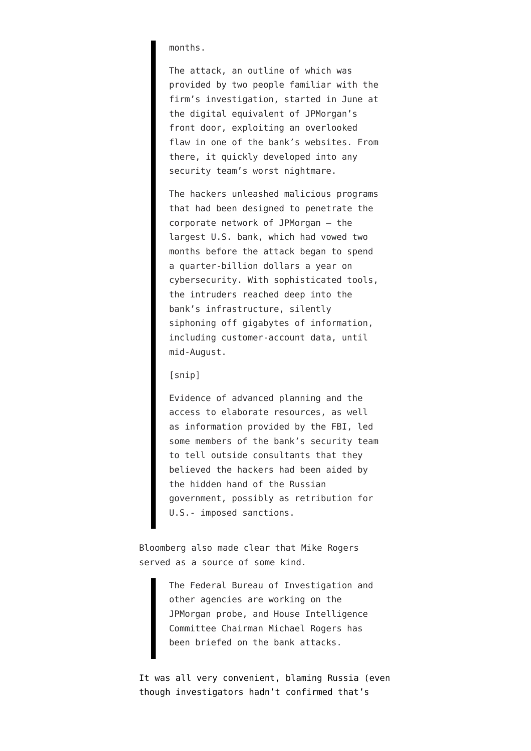> months.
>
> The attack, an outline of which was provided by two people familiar with the firm's investigation, started in June at the digital equivalent of JPMorgan's front door, exploiting an overlooked flaw in one of the bank's websites. From there, it quickly developed into any security team's worst nightmare.
>
> The hackers unleashed malicious programs that had been designed to penetrate the corporate network of JPMorgan — the largest U.S. bank, which had vowed two months before the attack began to spend a quarter-billion dollars a year on cybersecurity. With sophisticated tools, the intruders reached deep into the bank's infrastructure, silently siphoning off gigabytes of information, including customer-account data, until mid-August.
>
> [snip]
>
> Evidence of advanced planning and the access to elaborate resources, as well as information provided by the FBI, led some members of the bank's security team to tell outside consultants that they believed the hackers had been aided by the hidden hand of the Russian government, possibly as retribution for U.S.- imposed sanctions.

Bloomberg also made clear that Mike Rogers served as a source of some kind.

> The Federal Bureau of Investigation and other agencies are working on the JPMorgan probe, and House Intelligence Committee Chairman Michael Rogers has been briefed on the bank attacks.

It was all very convenient, blaming Russia (even though investigators hadn't confirmed that's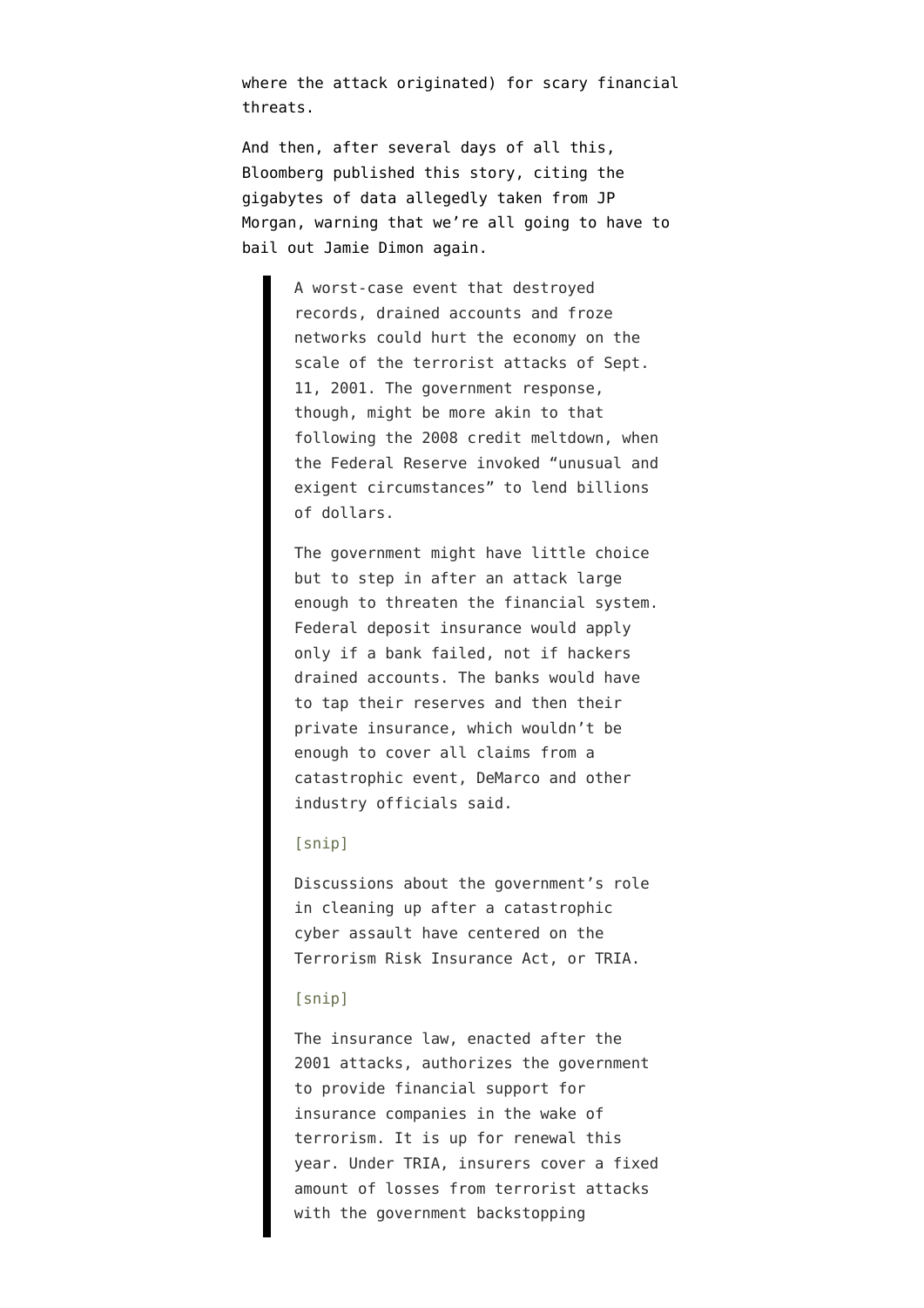where the attack originated) for scary financial threats.

And then, after several days of all this, Bloomberg published this story, citing the gigabytes of data allegedly taken from JP Morgan, warning that we're all going to have to bail out Jamie Dimon again.

> A worst-case event that destroyed records, drained accounts and froze networks could hurt the economy on the scale of the terrorist attacks of Sept. 11, 2001. The government response, though, might be more akin to that following the 2008 credit meltdown, when the Federal Reserve invoked "unusual and exigent circumstances" to lend billions of dollars.
>
> The government might have little choice but to step in after an attack large enough to threaten the financial system. Federal deposit insurance would apply only if a bank failed, not if hackers drained accounts. The banks would have to tap their reserves and then their private insurance, which wouldn't be enough to cover all claims from a catastrophic event, DeMarco and other industry officials said.
>
> [snip]
>
> Discussions about the government's role in cleaning up after a catastrophic cyber assault have centered on the Terrorism Risk Insurance Act, or TRIA.
>
> [snip]
>
> The insurance law, enacted after the 2001 attacks, authorizes the government to provide financial support for insurance companies in the wake of terrorism. It is up for renewal this year. Under TRIA, insurers cover a fixed amount of losses from terrorist attacks with the government backstopping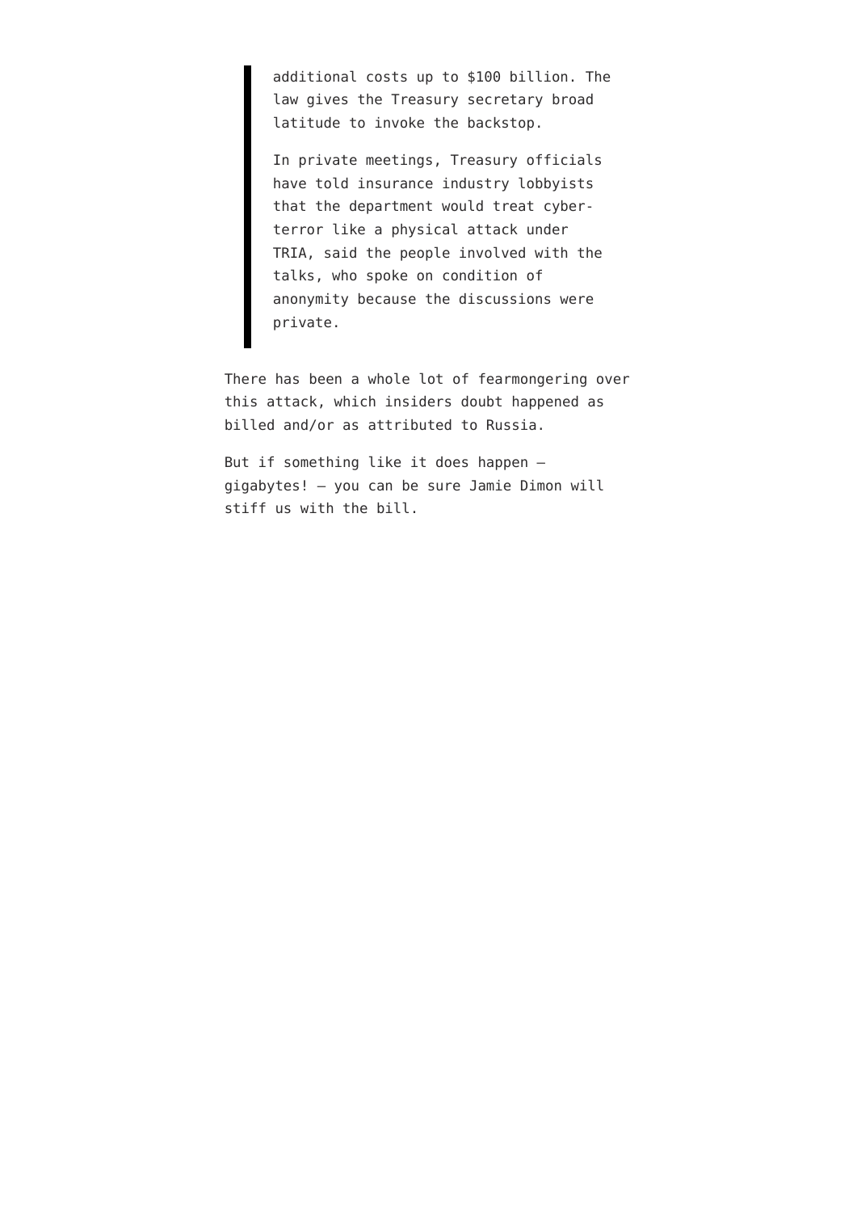> additional costs up to $100 billion. The law gives the Treasury secretary broad latitude to invoke the backstop.
>
> In private meetings, Treasury officials have told insurance industry lobbyists that the department would treat cyber-terror like a physical attack under TRIA, said the people involved with the talks, who spoke on condition of anonymity because the discussions were private.

There has been a whole lot of fearmongering over this attack, which insiders doubt happened as billed and/or as attributed to Russia.

But if something like it does happen — gigabytes! — you can be sure Jamie Dimon will stiff us with the bill.